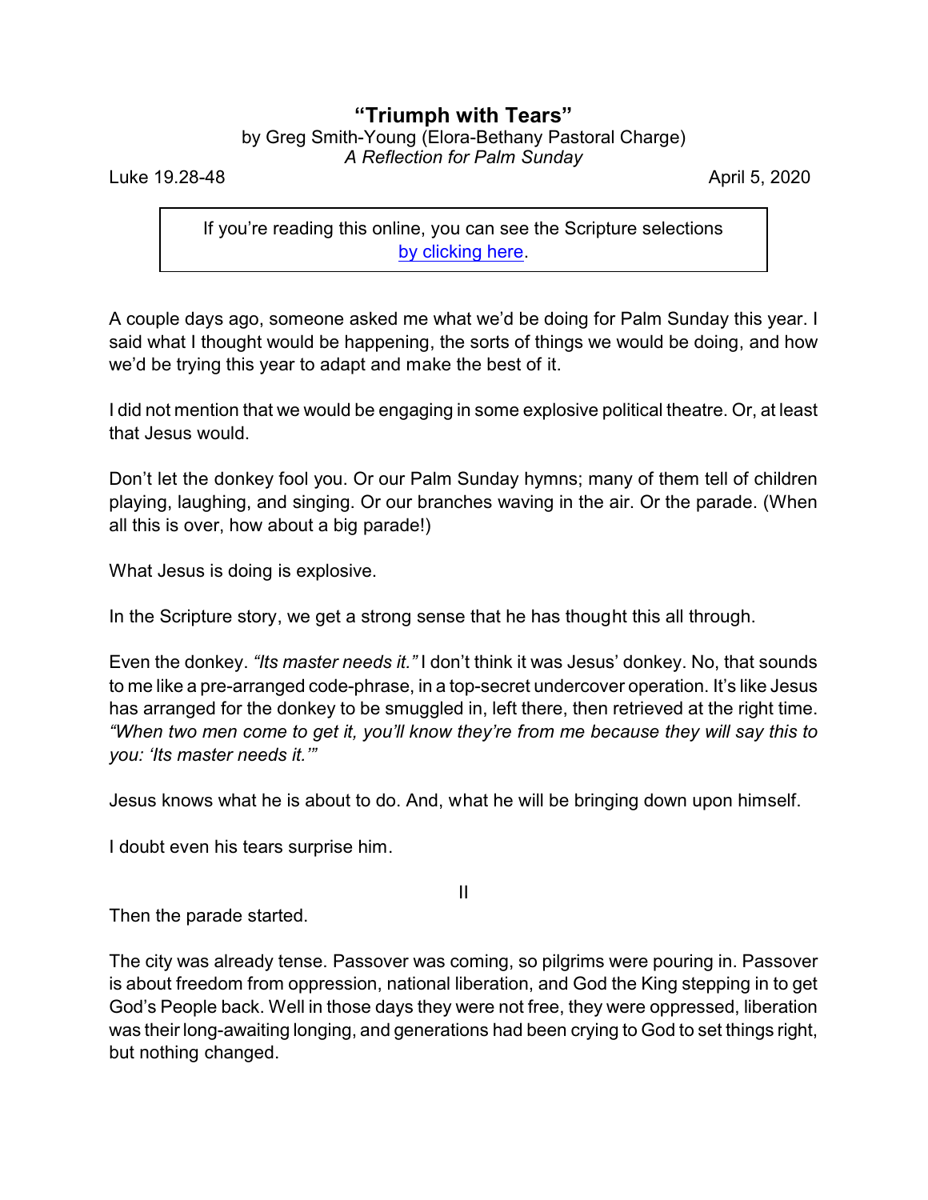# "Triumph with Tears"

by Greg Smith-Young (Elora-Bethany Pastoral Charge)
*A Reflection for Palm Sunday*

Luke 19.28-48 April 5, 2020

> If you're reading this online, you can see the Scripture selections [by clicking here](#).

A couple days ago, someone asked me what we'd be doing for Palm Sunday this year. I said what I thought would be happening, the sorts of things we would be doing, and how we'd be trying this year to adapt and make the best of it.

I did not mention that we would be engaging in some explosive political theatre. Or, at least that Jesus would.

Don't let the donkey fool you. Or our Palm Sunday hymns; many of them tell of children playing, laughing, and singing. Or our branches waving in the air. Or the parade. (When all this is over, how about a big parade!)

What Jesus is doing is explosive.

In the Scripture story, we get a strong sense that he has thought this all through.

Even the donkey. *"Its master needs it."* I don't think it was Jesus' donkey. No, that sounds to me like a pre-arranged code-phrase, in a top-secret undercover operation. It's like Jesus has arranged for the donkey to be smuggled in, left there, then retrieved at the right time. *"When two men come to get it, you'll know they're from me because they will say this to you: 'Its master needs it.'"*

Jesus knows what he is about to do. And, what he will be bringing down upon himself.

I doubt even his tears surprise him.

## II

Then the parade started.

The city was already tense. Passover was coming, so pilgrims were pouring in. Passover is about freedom from oppression, national liberation, and God the King stepping in to get God's People back. Well in those days they were not free, they were oppressed, liberation was their long-awaiting longing, and generations had been crying to God to set things right, but nothing changed.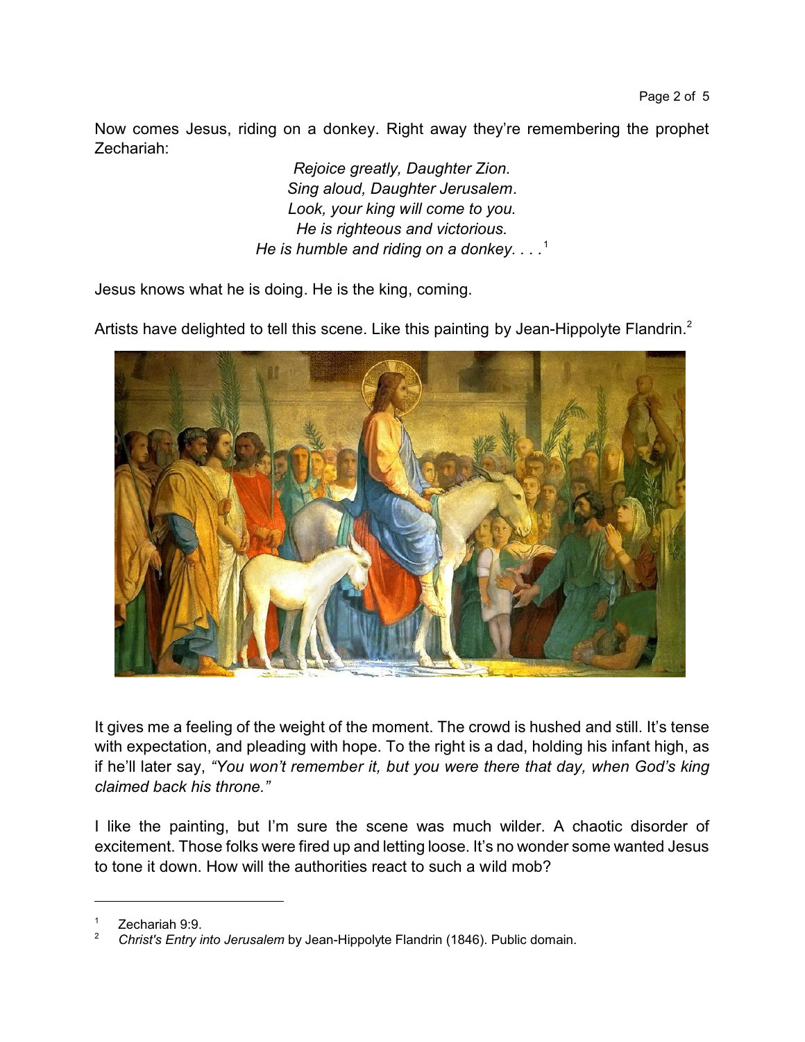Now comes Jesus, riding on a donkey. Right away they're remembering the prophet Zechariah:

*Rejoice greatly, Daughter Zion.*
*Sing aloud, Daughter Jerusalem.*
*Look, your king will come to you.*
*He is righteous and victorious.*
*He is humble and riding on a donkey. . . .*[1]

Jesus knows what he is doing. He is the king, coming.

Artists have delighted to tell this scene. Like this painting by Jean-Hippolyte Flandrin.[2]

It gives me a feeling of the weight of the moment. The crowd is hushed and still. It's tense with expectation, and pleading with hope. To the right is a dad, holding his infant high, as if he'll later say, *"You won't remember it, but you were there that day, when God's king claimed back his throne."*

I like the painting, but I'm sure the scene was much wilder. A chaotic disorder of excitement. Those folks were fired up and letting loose. It's no wonder some wanted Jesus to tone it down. How will the authorities react to such a wild mob?

---

[1] Zechariah 9:9.

[2] *Christ's Entry into Jerusalem* by Jean-Hippolyte Flandrin (1846). Public domain.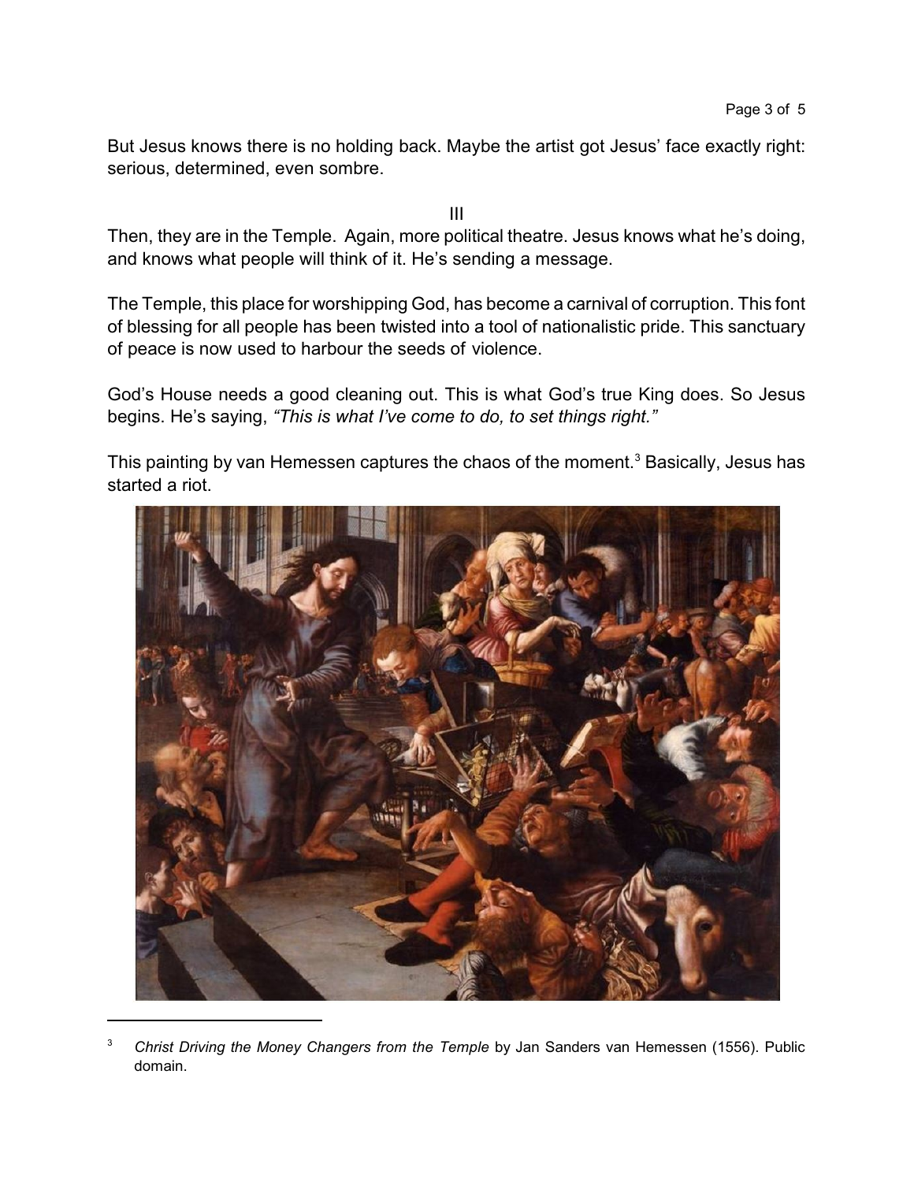But Jesus knows there is no holding back. Maybe the artist got Jesus' face exactly right: serious, determined, even sombre.

III

Then, they are in the Temple. Again, more political theatre. Jesus knows what he's doing, and knows what people will think of it. He's sending a message.

The Temple, this place for worshipping God, has become a carnival of corruption. This font of blessing for all people has been twisted into a tool of nationalistic pride. This sanctuary of peace is now used to harbour the seeds of violence.

God's House needs a good cleaning out. This is what God's true King does. So Jesus begins. He's saying, *"This is what I've come to do, to set things right."*

This painting by van Hemessen captures the chaos of the moment.[3] Basically, Jesus has started a riot.

[3] *Christ Driving the Money Changers from the Temple* by Jan Sanders van Hemessen (1556). Public domain.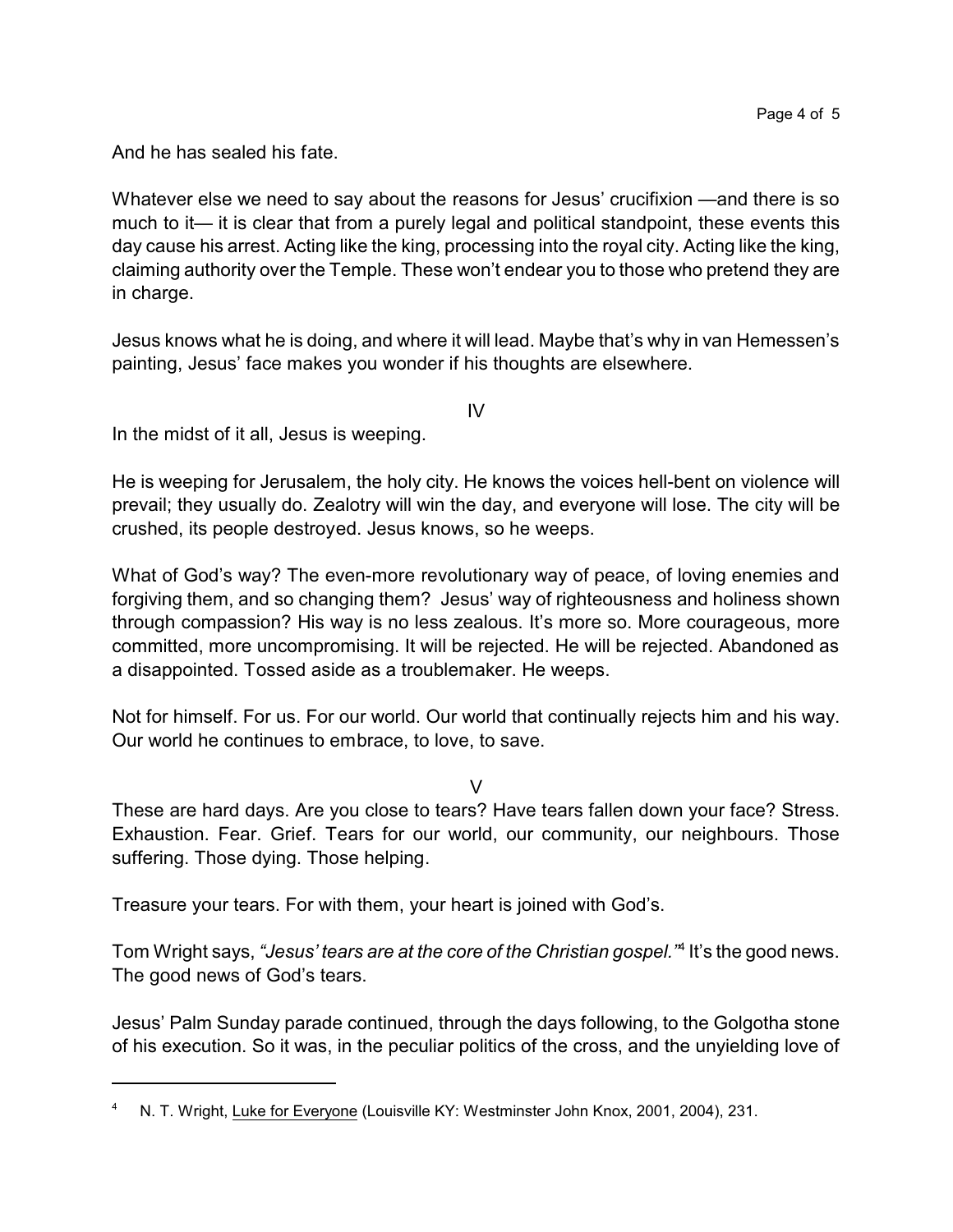And he has sealed his fate.

Whatever else we need to say about the reasons for Jesus' crucifixion —and there is so much to it— it is clear that from a purely legal and political standpoint, these events this day cause his arrest. Acting like the king, processing into the royal city. Acting like the king, claiming authority over the Temple. These won't endear you to those who pretend they are in charge.

Jesus knows what he is doing, and where it will lead. Maybe that's why in van Hemessen's painting, Jesus' face makes you wonder if his thoughts are elsewhere.

IV

In the midst of it all, Jesus is weeping.

He is weeping for Jerusalem, the holy city. He knows the voices hell-bent on violence will prevail; they usually do. Zealotry will win the day, and everyone will lose. The city will be crushed, its people destroyed. Jesus knows, so he weeps.

What of God's way? The even-more revolutionary way of peace, of loving enemies and forgiving them, and so changing them? Jesus' way of righteousness and holiness shown through compassion? His way is no less zealous. It's more so. More courageous, more committed, more uncompromising. It will be rejected. He will be rejected. Abandoned as a disappointed. Tossed aside as a troublemaker. He weeps.

Not for himself. For us. For our world. Our world that continually rejects him and his way. Our world he continues to embrace, to love, to save.

V

These are hard days. Are you close to tears? Have tears fallen down your face? Stress. Exhaustion. Fear. Grief. Tears for our world, our community, our neighbours. Those suffering. Those dying. Those helping.

Treasure your tears. For with them, your heart is joined with God's.

Tom Wright says, *"Jesus' tears are at the core of the Christian gospel."*[4] It's the good news. The good news of God's tears.

Jesus' Palm Sunday parade continued, through the days following, to the Golgotha stone of his execution. So it was, in the peculiar politics of the cross, and the unyielding love of

---

[4] N. T. Wright, Luke for Everyone (Louisville KY: Westminster John Knox, 2001, 2004), 231.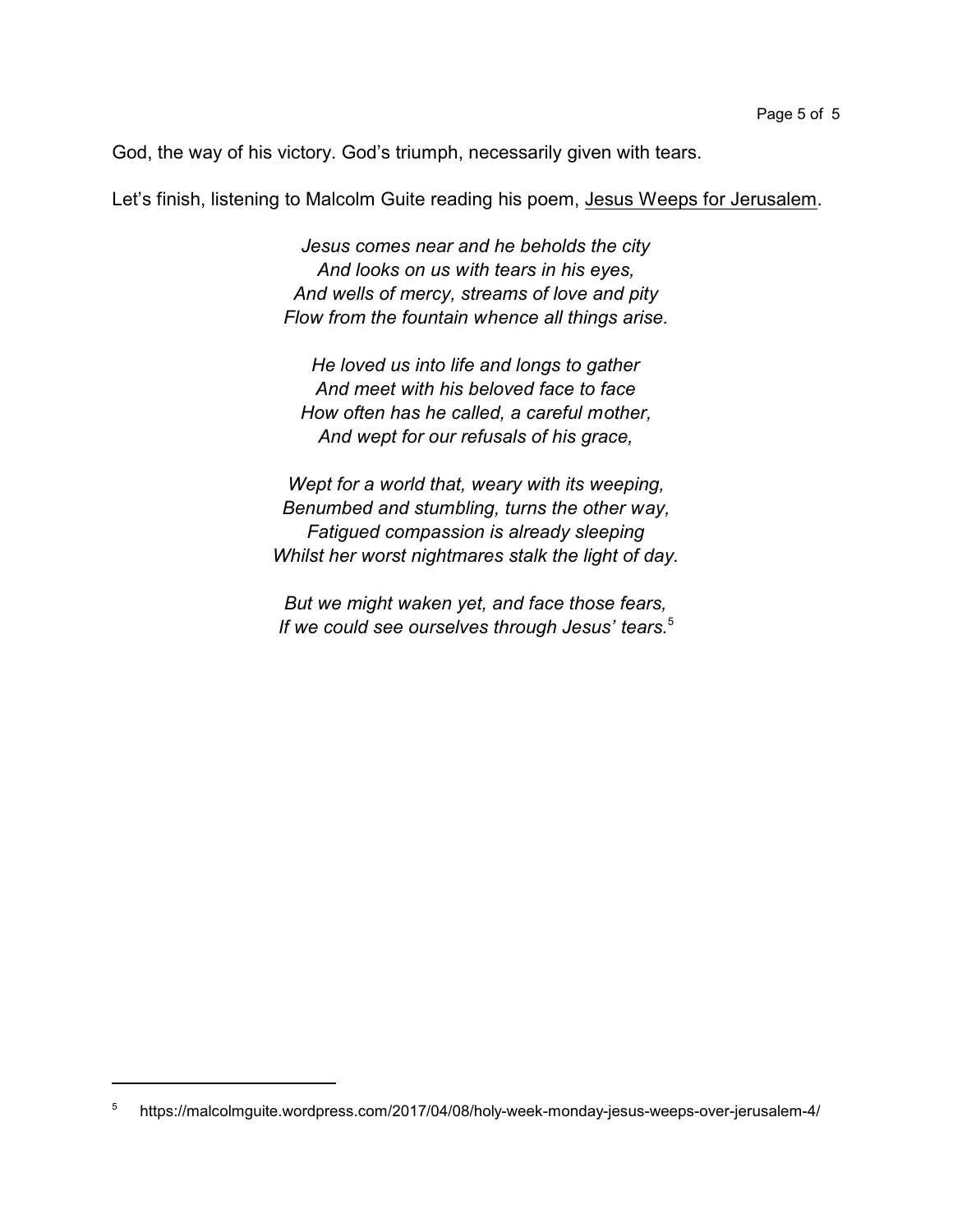God, the way of his victory. God's triumph, necessarily given with tears.

Let's finish, listening to Malcolm Guite reading his poem, Jesus Weeps for Jerusalem.

*Jesus comes near and he beholds the city*
*And looks on us with tears in his eyes,*
*And wells of mercy, streams of love and pity*
*Flow from the fountain whence all things arise.*

*He loved us into life and longs to gather*
*And meet with his beloved face to face*
*How often has he called, a careful mother,*
*And wept for our refusals of his grace,*

*Wept for a world that, weary with its weeping,*
*Benumbed and stumbling, turns the other way,*
*Fatigued compassion is already sleeping*
*Whilst her worst nightmares stalk the light of day.*

*But we might waken yet, and face those fears,*
*If we could see ourselves through Jesus' tears.*[5]

[5] https://malcolmguite.wordpress.com/2017/04/08/holy-week-monday-jesus-weeps-over-jerusalem-4/